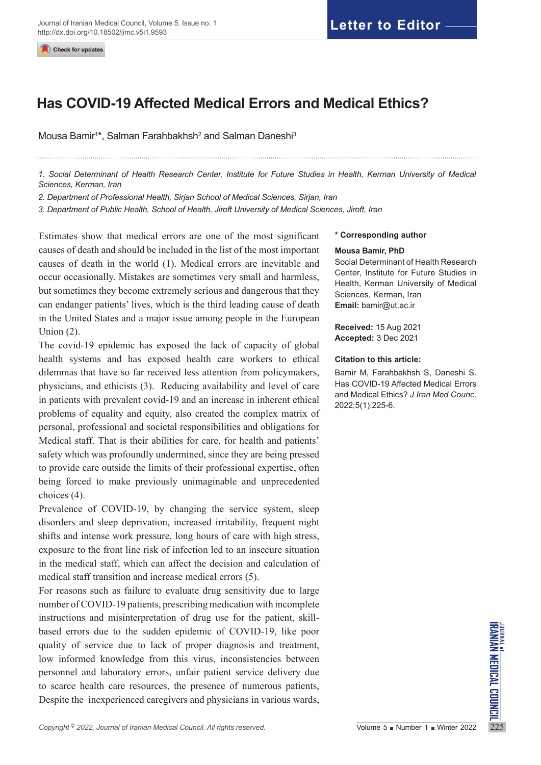Letter to Editor

# Has COVID-19 Affected Medical Errors and Medical Ethics?

Mousa Bamir[1]*, Salman Farahbakhsh[2] and Salman Daneshi[3]

1. *Social Determinant of Health Research Center, Institute for Future Studies in Health, Kerman University of Medical Sciences, Kerman, Iran*

2. *Department of Professional Health, Sirjan School of Medical Sciences, Sirjan, Iran*

3. *Department of Public Health, School of Health, Jiroft University of Medical Sciences, Jiroft, Iran*

**\* Corresponding author**

**Mousa Bamir, PhD**
Social Determinant of Health Research Center, Institute for Future Studies in Health, Kerman University of Medical Sciences, Kerman, Iran
**Email:** bamir@ut.ac.ir

**Received:** 15 Aug 2021
**Accepted:** 3 Dec 2021

**Citation to this article:**
Bamir M, Farahbakhsh S, Daneshi S. Has COVID-19 Affected Medical Errors and Medical Ethics? *J Iran Med Counc*. 2022;5(1):225-6.

Estimates show that medical errors are one of the most significant causes of death and should be included in the list of the most important causes of death in the world (1). Medical errors are inevitable and occur occasionally. Mistakes are sometimes very small and harmless, but sometimes they become extremely serious and dangerous that they can endanger patients' lives, which is the third leading cause of death in the United States and a major issue among people in the European Union (2).

The covid-19 epidemic has exposed the lack of capacity of global health systems and has exposed health care workers to ethical dilemmas that have so far received less attention from policymakers, physicians, and ethicists (3). Reducing availability and level of care in patients with prevalent covid-19 and an increase in inherent ethical problems of equality and equity, also created the complex matrix of personal, professional and societal responsibilities and obligations for Medical staff. That is their abilities for care, for health and patients' safety which was profoundly undermined, since they are being pressed to provide care outside the limits of their professional expertise, often being forced to make previously unimaginable and unprecedented choices (4).

Prevalence of COVID-19, by changing the service system, sleep disorders and sleep deprivation, increased irritability, frequent night shifts and intense work pressure, long hours of care with high stress, exposure to the front line risk of infection led to an insecure situation in the medical staff, which can affect the decision and calculation of medical staff transition and increase medical errors (5).

For reasons such as failure to evaluate drug sensitivity due to large number of COVID-19 patients, prescribing medication with incomplete instructions and misinterpretation of drug use for the patient, skill-based errors due to the sudden epidemic of COVID-19, like poor quality of service due to lack of proper diagnosis and treatment, low informed knowledge from this virus, inconsistencies between personnel and laboratory errors, unfair patient service delivery due to scarce health care resources, the presence of numerous patients, Despite the inexperienced caregivers and physicians in various wards,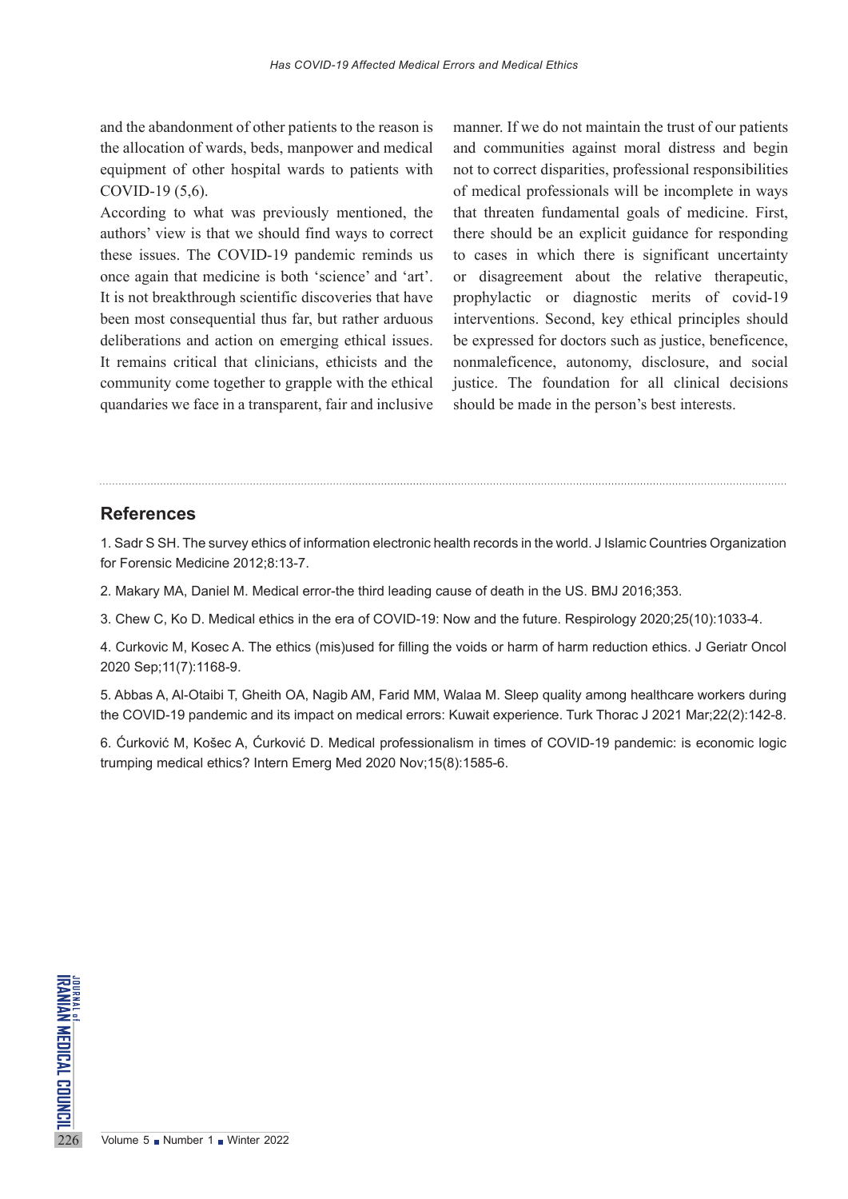and the abandonment of other patients to the reason is the allocation of wards, beds, manpower and medical equipment of other hospital wards to patients with COVID-19 (5,6).

According to what was previously mentioned, the authors' view is that we should find ways to correct these issues. The COVID-19 pandemic reminds us once again that medicine is both 'science' and 'art'. It is not breakthrough scientific discoveries that have been most consequential thus far, but rather arduous deliberations and action on emerging ethical issues. It remains critical that clinicians, ethicists and the community come together to grapple with the ethical quandaries we face in a transparent, fair and inclusive manner. If we do not maintain the trust of our patients and communities against moral distress and begin not to correct disparities, professional responsibilities of medical professionals will be incomplete in ways that threaten fundamental goals of medicine. First, there should be an explicit guidance for responding to cases in which there is significant uncertainty or disagreement about the relative therapeutic, prophylactic or diagnostic merits of covid-19 interventions. Second, key ethical principles should be expressed for doctors such as justice, beneficence, nonmaleficence, autonomy, disclosure, and social justice. The foundation for all clinical decisions should be made in the person's best interests.

## References

1. Sadr S SH. The survey ethics of information electronic health records in the world. J Islamic Countries Organization for Forensic Medicine 2012;8:13-7.

2. Makary MA, Daniel M. Medical error-the third leading cause of death in the US. BMJ 2016;353.

3. Chew C, Ko D. Medical ethics in the era of COVID-19: Now and the future. Respirology 2020;25(10):1033-4.

4. Curkovic M, Kosec A. The ethics (mis)used for filling the voids or harm of harm reduction ethics. J Geriatr Oncol 2020 Sep;11(7):1168-9.

5. Abbas A, Al-Otaibi T, Gheith OA, Nagib AM, Farid MM, Walaa M. Sleep quality among healthcare workers during the COVID-19 pandemic and its impact on medical errors: Kuwait experience. Turk Thorac J 2021 Mar;22(2):142-8.

6. Ćurković M, Košec A, Ćurković D. Medical professionalism in times of COVID-19 pandemic: is economic logic trumping medical ethics? Intern Emerg Med 2020 Nov;15(8):1585-6.